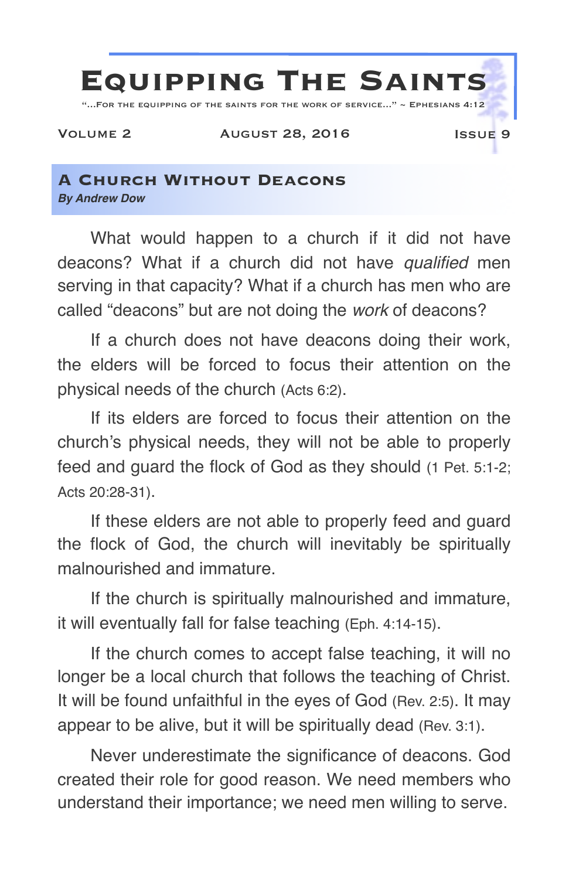# Equipping The Saints

"…For the equipping of the saints for the work of service…" ~ Ephesians 4:12

Volume 2 August 28, 2016 Issue 9

## A Church Without Deacons

***By Andrew Dow***

What would happen to a church if it did not have deacons? What if a church did not have *qualified* men serving in that capacity? What if a church has men who are called "deacons" but are not doing the *work* of deacons?

If a church does not have deacons doing their work, the elders will be forced to focus their attention on the physical needs of the church (Acts 6:2).

If its elders are forced to focus their attention on the church's physical needs, they will not be able to properly feed and guard the flock of God as they should (1 Pet. 5:1-2; Acts 20:28-31).

If these elders are not able to properly feed and guard the flock of God, the church will inevitably be spiritually malnourished and immature.

If the church is spiritually malnourished and immature, it will eventually fall for false teaching (Eph. 4:14-15).

If the church comes to accept false teaching, it will no longer be a local church that follows the teaching of Christ. It will be found unfaithful in the eyes of God (Rev. 2:5). It may appear to be alive, but it will be spiritually dead (Rev. 3:1).

Never underestimate the significance of deacons. God created their role for good reason. We need members who understand their importance; we need men willing to serve.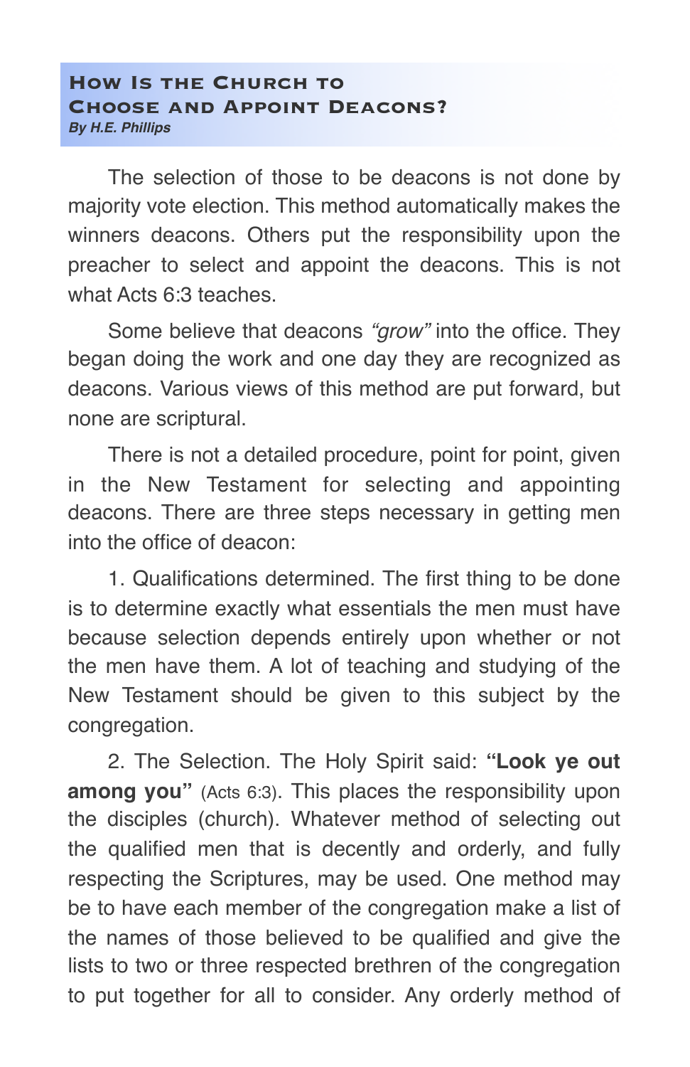## How Is the Church to Choose and Appoint Deacons?

***By H.E. Phillips***

The selection of those to be deacons is not done by majority vote election. This method automatically makes the winners deacons. Others put the responsibility upon the preacher to select and appoint the deacons. This is not what Acts 6:3 teaches.

Some believe that deacons *"grow"* into the office. They began doing the work and one day they are recognized as deacons. Various views of this method are put forward, but none are scriptural.

There is not a detailed procedure, point for point, given in the New Testament for selecting and appointing deacons. There are three steps necessary in getting men into the office of deacon:

1. Qualifications determined. The first thing to be done is to determine exactly what essentials the men must have because selection depends entirely upon whether or not the men have them. A lot of teaching and studying of the New Testament should be given to this subject by the congregation.

2. The Selection. The Holy Spirit said: **"Look ye out among you"** (Acts 6:3). This places the responsibility upon the disciples (church). Whatever method of selecting out the qualified men that is decently and orderly, and fully respecting the Scriptures, may be used. One method may be to have each member of the congregation make a list of the names of those believed to be qualified and give the lists to two or three respected brethren of the congregation to put together for all to consider. Any orderly method of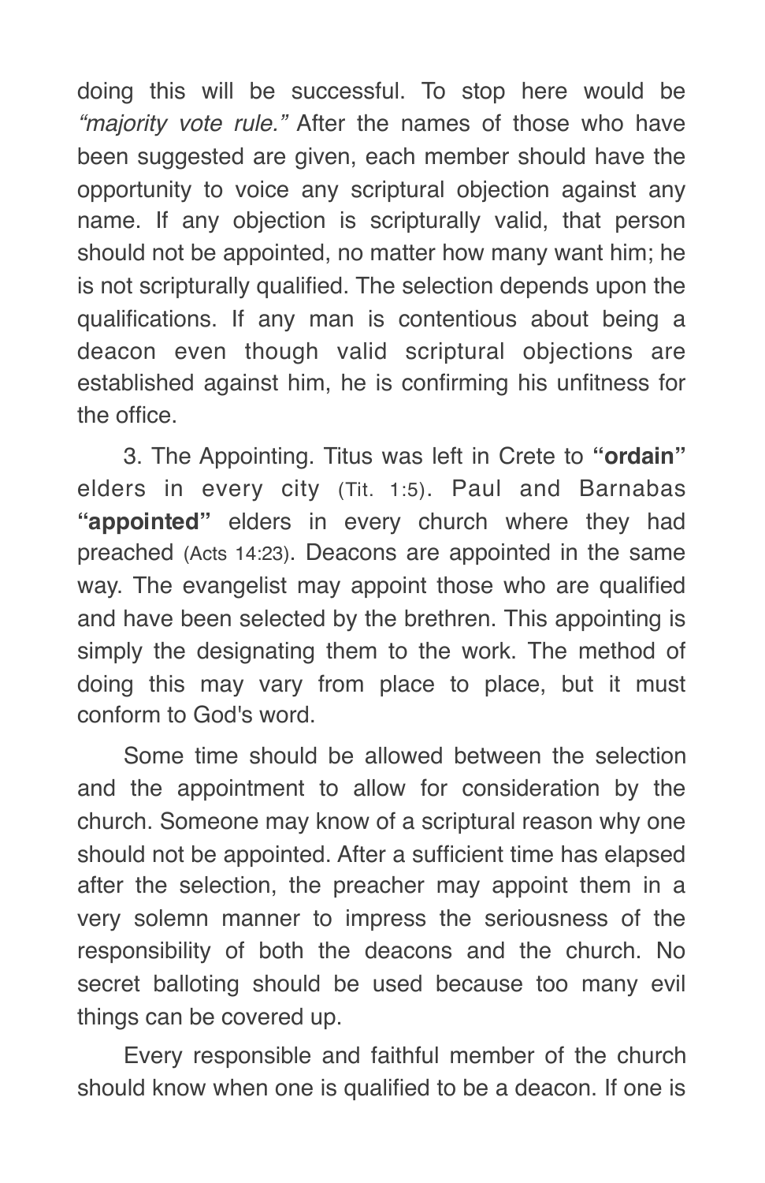doing this will be successful. To stop here would be *"majority vote rule."* After the names of those who have been suggested are given, each member should have the opportunity to voice any scriptural objection against any name. If any objection is scripturally valid, that person should not be appointed, no matter how many want him; he is not scripturally qualified. The selection depends upon the qualifications. If any man is contentious about being a deacon even though valid scriptural objections are established against him, he is confirming his unfitness for the office.

3. The Appointing. Titus was left in Crete to **"ordain"** elders in every city (Tit. 1:5). Paul and Barnabas **"appointed"** elders in every church where they had preached (Acts 14:23). Deacons are appointed in the same way. The evangelist may appoint those who are qualified and have been selected by the brethren. This appointing is simply the designating them to the work. The method of doing this may vary from place to place, but it must conform to God's word.

Some time should be allowed between the selection and the appointment to allow for consideration by the church. Someone may know of a scriptural reason why one should not be appointed. After a sufficient time has elapsed after the selection, the preacher may appoint them in a very solemn manner to impress the seriousness of the responsibility of both the deacons and the church. No secret balloting should be used because too many evil things can be covered up.

Every responsible and faithful member of the church should know when one is qualified to be a deacon. If one is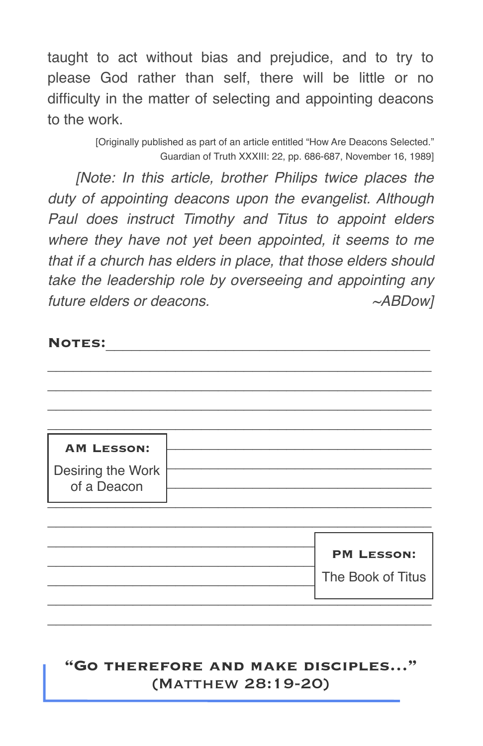taught to act without bias and prejudice, and to try to please God rather than self, there will be little or no difficulty in the matter of selecting and appointing deacons to the work.

[Originally published as part of an article entitled "How Are Deacons Selected." Guardian of Truth XXXIII: 22, pp. 686-687, November 16, 1989]

*[Note: In this article, brother Philips twice places the duty of appointing deacons upon the evangelist. Although Paul does instruct Timothy and Titus to appoint elders where they have not yet been appointed, it seems to me that if a church has elders in place, that those elders should take the leadership role by overseeing and appointing any future elders or deacons. ~ABDow]*

**NOTES:**

**AM LESSON:**
Desiring the Work of a Deacon

**PM LESSON:**
The Book of Titus

**"GO THEREFORE AND MAKE DISCIPLES..." (MATTHEW 28:19-20)**